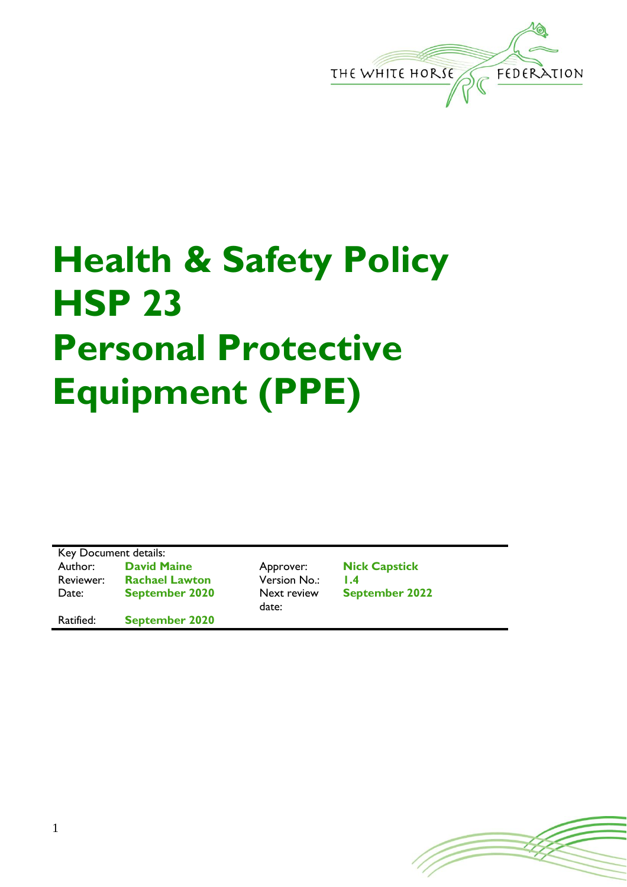THE WHITE HORSE FEDERATION

# Health & Safety Policy HSP 23 Personal Protective Equipment (PPE)

Key Document details:

| | | | |
|---|---|---|---|
| Author: | **David Maine** | Approver: | **Nick Capstick** |
| Reviewer: | **Rachael Lawton** | Version No.: | **1.4** |
| Date: | **September 2020** | Next review date: | **September 2022** |
| Ratified: | **September 2020** | | |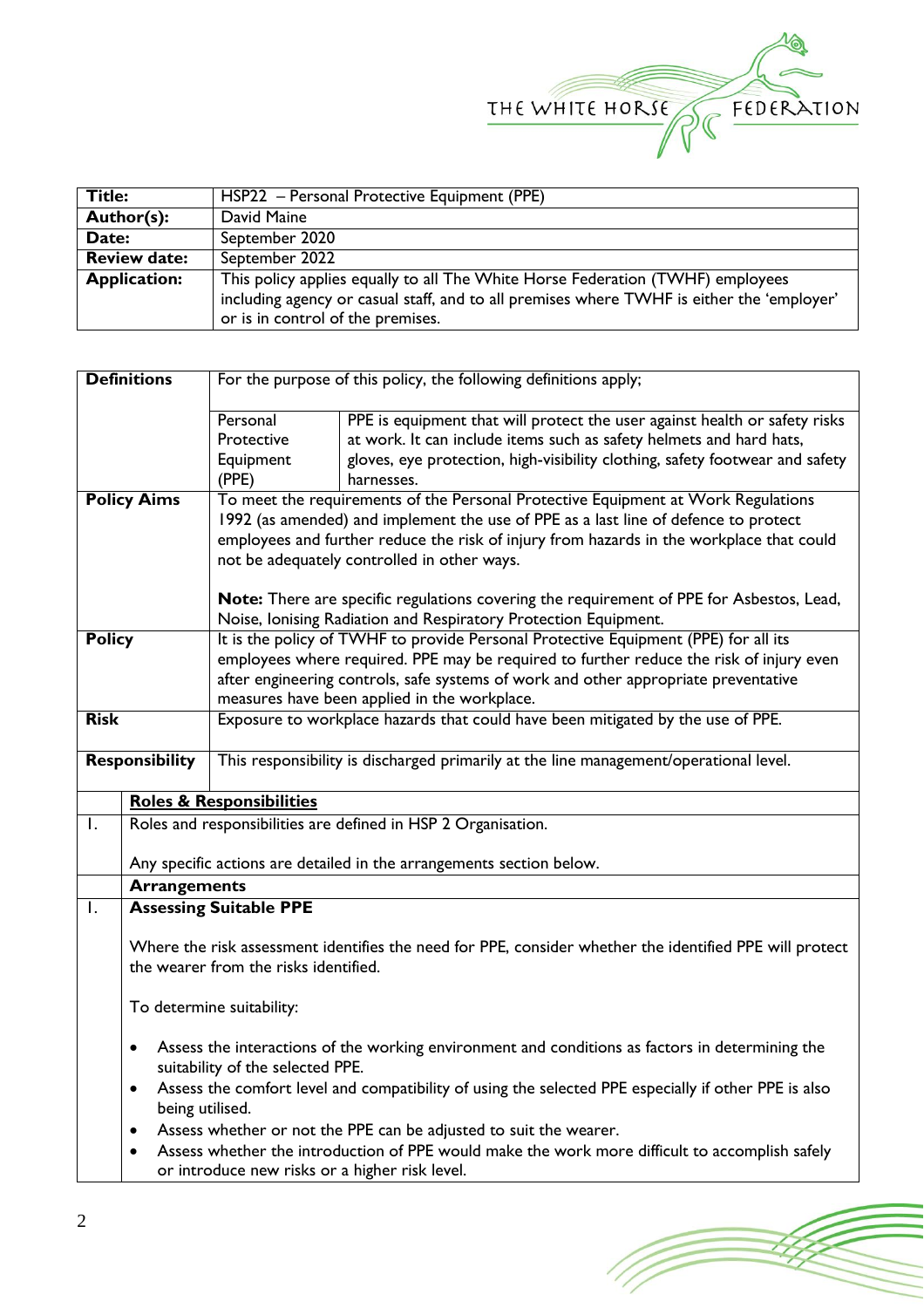| Title: | HSP22 – Personal Protective Equipment (PPE) |
|---|---|
| Author(s): | David Maine |
| Date: | September 2020 |
| Review date: | September 2022 |
| Application: | This policy applies equally to all The White Horse Federation (TWHF) employees including agency or casual staff, and to all premises where TWHF is either the 'employer' or is in control of the premises. |

| | | |
|---|---|---|
| **Definitions** | For the purpose of this policy, the following definitions apply; | |
| | Personal Protective Equipment (PPE) | PPE is equipment that will protect the user against health or safety risks at work. It can include items such as safety helmets and hard hats, gloves, eye protection, high-visibility clothing, safety footwear and safety harnesses. |
| **Policy Aims** | To meet the requirements of the Personal Protective Equipment at Work Regulations 1992 (as amended) and implement the use of PPE as a last line of defence to protect employees and further reduce the risk of injury from hazards in the workplace that could not be adequately controlled in other ways.<br><br>**Note:** There are specific regulations covering the requirement of PPE for Asbestos, Lead, Noise, Ionising Radiation and Respiratory Protection Equipment. | |
| **Policy** | It is the policy of TWHF to provide Personal Protective Equipment (PPE) for all its employees where required. PPE may be required to further reduce the risk of injury even after engineering controls, safe systems of work and other appropriate preventative measures have been applied in the workplace. | |
| **Risk** | Exposure to workplace hazards that could have been mitigated by the use of PPE. | |
| **Responsibility** | This responsibility is discharged primarily at the line management/operational level. | |

## Roles & Responsibilities

1. Roles and responsibilities are defined in HSP 2 Organisation.

   Any specific actions are detailed in the arrangements section below.

## Arrangements

1. **Assessing Suitable PPE**

   Where the risk assessment identifies the need for PPE, consider whether the identified PPE will protect the wearer from the risks identified.

   To determine suitability:

   - Assess the interactions of the working environment and conditions as factors in determining the suitability of the selected PPE.
   - Assess the comfort level and compatibility of using the selected PPE especially if other PPE is also being utilised.
   - Assess whether or not the PPE can be adjusted to suit the wearer.
   - Assess whether the introduction of PPE would make the work more difficult to accomplish safely or introduce new risks or a higher risk level.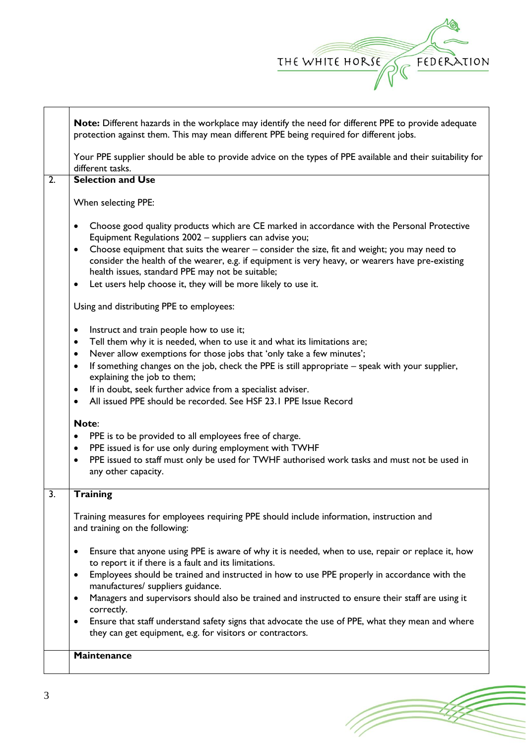**Note:** Different hazards in the workplace may identify the need for different PPE to provide adequate protection against them. This may mean different PPE being required for different jobs.

Your PPE supplier should be able to provide advice on the types of PPE available and their suitability for different tasks.

## 2. Selection and Use

When selecting PPE:

- Choose good quality products which are CE marked in accordance with the Personal Protective Equipment Regulations 2002 – suppliers can advise you;
- Choose equipment that suits the wearer – consider the size, fit and weight; you may need to consider the health of the wearer, e.g. if equipment is very heavy, or wearers have pre-existing health issues, standard PPE may not be suitable;
- Let users help choose it, they will be more likely to use it.

Using and distributing PPE to employees:

- Instruct and train people how to use it;
- Tell them why it is needed, when to use it and what its limitations are;
- Never allow exemptions for those jobs that 'only take a few minutes';
- If something changes on the job, check the PPE is still appropriate – speak with your supplier, explaining the job to them;
- If in doubt, seek further advice from a specialist adviser.
- All issued PPE should be recorded. See HSF 23.1 PPE Issue Record

**Note**:

- PPE is to be provided to all employees free of charge.
- PPE issued is for use only during employment with TWHF
- PPE issued to staff must only be used for TWHF authorised work tasks and must not be used in any other capacity.

## 3. Training

Training measures for employees requiring PPE should include information, instruction and and training on the following:

- Ensure that anyone using PPE is aware of why it is needed, when to use, repair or replace it, how to report it if there is a fault and its limitations.
- Employees should be trained and instructed in how to use PPE properly in accordance with the manufactures/ suppliers guidance.
- Managers and supervisors should also be trained and instructed to ensure their staff are using it correctly.
- Ensure that staff understand safety signs that advocate the use of PPE, what they mean and where they can get equipment, e.g. for visitors or contractors.

## Maintenance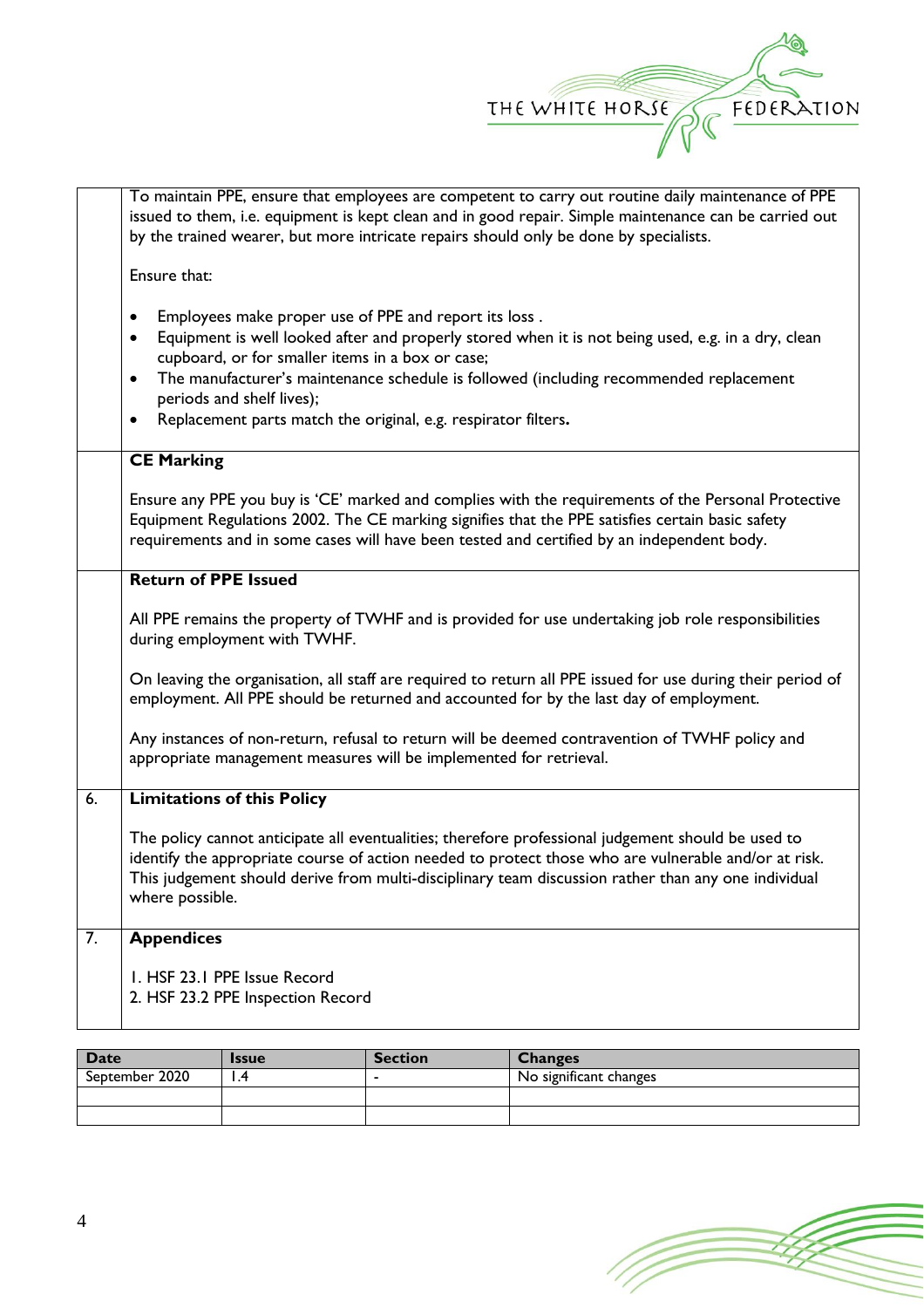To maintain PPE, ensure that employees are competent to carry out routine daily maintenance of PPE issued to them, i.e. equipment is kept clean and in good repair. Simple maintenance can be carried out by the trained wearer, but more intricate repairs should only be done by specialists.

Ensure that:

- Employees make proper use of PPE and report its loss .
- Equipment is well looked after and properly stored when it is not being used, e.g. in a dry, clean cupboard, or for smaller items in a box or case;
- The manufacturer's maintenance schedule is followed (including recommended replacement periods and shelf lives);
- Replacement parts match the original, e.g. respirator filters**.**

**CE Marking**

Ensure any PPE you buy is 'CE' marked and complies with the requirements of the Personal Protective Equipment Regulations 2002. The CE marking signifies that the PPE satisfies certain basic safety requirements and in some cases will have been tested and certified by an independent body.

**Return of PPE Issued**

All PPE remains the property of TWHF and is provided for use undertaking job role responsibilities during employment with TWHF.

On leaving the organisation, all staff are required to return all PPE issued for use during their period of employment. All PPE should be returned and accounted for by the last day of employment.

Any instances of non-return, refusal to return will be deemed contravention of TWHF policy and appropriate management measures will be implemented for retrieval.

## 6. Limitations of this Policy

The policy cannot anticipate all eventualities; therefore professional judgement should be used to identify the appropriate course of action needed to protect those who are vulnerable and/or at risk. This judgement should derive from multi-disciplinary team discussion rather than any one individual where possible.

## 7. Appendices

1. HSF 23.1 PPE Issue Record
2. HSF 23.2 PPE Inspection Record

| Date | Issue | Section | Changes |
|---|---|---|---|
| September 2020 | 1.4 | - | No significant changes |
| | | | |
| | | | |